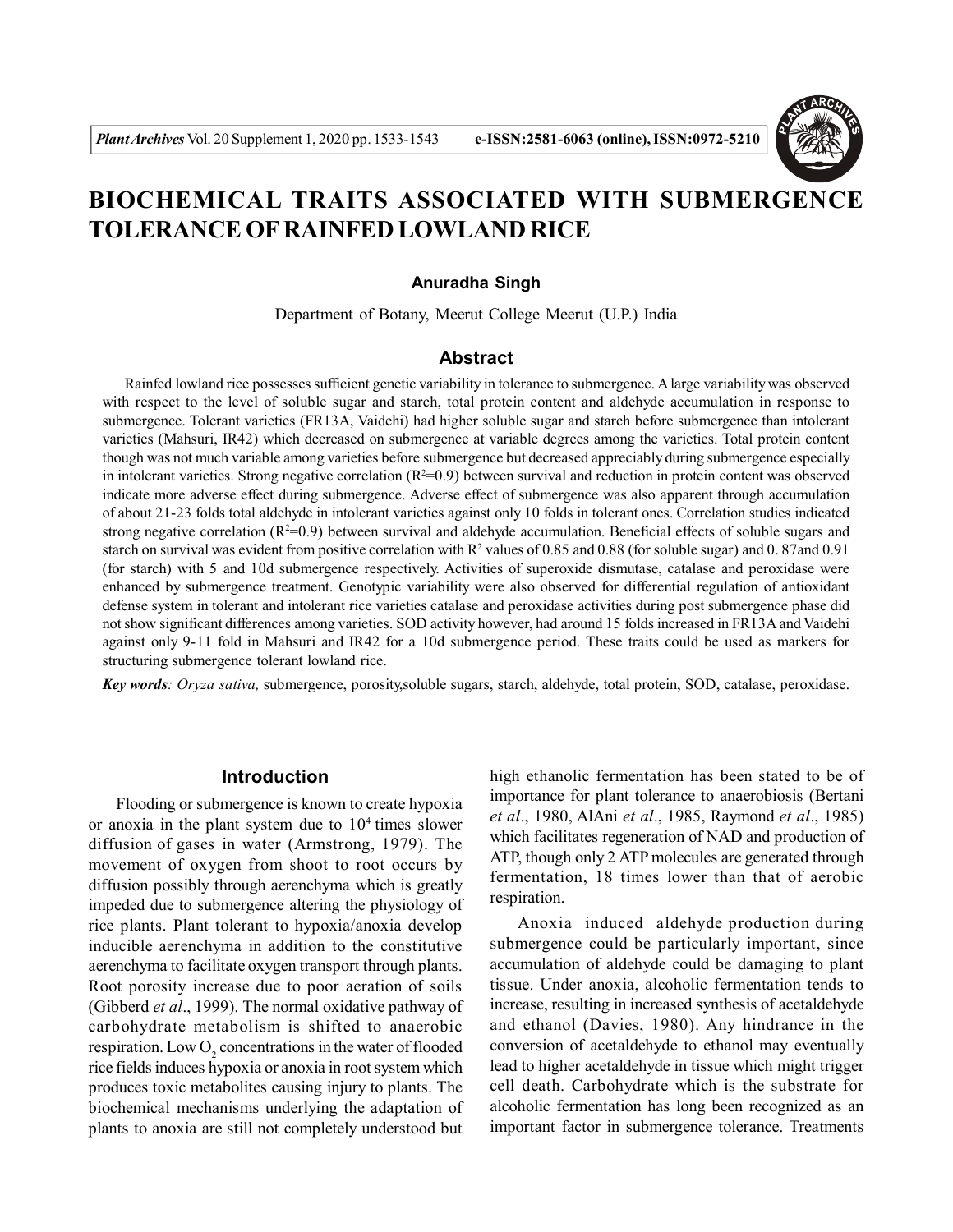# BIOCHEMICAL TRAITS ASSOCIATED WITH SUBMERGENCE TOLERANCE OF RAINFED LOWLAND RICE

**Anuradha Singh**

Department of Botany, Meerut College Meerut (U.P.) India

## Abstract

Rainfed lowland rice possesses sufficient genetic variability in tolerance to submergence. A large variability was observed with respect to the level of soluble sugar and starch, total protein content and aldehyde accumulation in response to submergence. Tolerant varieties (FR13A, Vaidehi) had higher soluble sugar and starch before submergence than intolerant varieties (Mahsuri, IR42) which decreased on submergence at variable degrees among the varieties. Total protein content though was not much variable among varieties before submergence but decreased appreciably during submergence especially in intolerant varieties. Strong negative correlation ($R^2$=0.9) between survival and reduction in protein content was observed indicate more adverse effect during submergence. Adverse effect of submergence was also apparent through accumulation of about 21-23 folds total aldehyde in intolerant varieties against only 10 folds in tolerant ones. Correlation studies indicated strong negative correlation ($R^2$=0.9) between survival and aldehyde accumulation. Beneficial effects of soluble sugars and starch on survival was evident from positive correlation with $R^2$ values of 0.85 and 0.88 (for soluble sugar) and 0. 87and 0.91 (for starch) with 5 and 10d submergence respectively. Activities of superoxide dismutase, catalase and peroxidase were enhanced by submergence treatment. Genotypic variability were also observed for differential regulation of antioxidant defense system in tolerant and intolerant rice varieties catalase and peroxidase activities during post submergence phase did not show significant differences among varieties. SOD activity however, had around 15 folds increased in FR13A and Vaidehi against only 9-11 fold in Mahsuri and IR42 for a 10d submergence period. These traits could be used as markers for structuring submergence tolerant lowland rice.

***Key words**: Oryza sativa,* submergence, porosity,soluble sugars, starch, aldehyde, total protein, SOD, catalase, peroxidase.

## Introduction

Flooding or submergence is known to create hypoxia or anoxia in the plant system due to $10^4$ times slower diffusion of gases in water (Armstrong, 1979). The movement of oxygen from shoot to root occurs by diffusion possibly through aerenchyma which is greatly impeded due to submergence altering the physiology of rice plants. Plant tolerant to hypoxia/anoxia develop inducible aerenchyma in addition to the constitutive aerenchyma to facilitate oxygen transport through plants. Root porosity increase due to poor aeration of soils (Gibberd *et al*., 1999). The normal oxidative pathway of carbohydrate metabolism is shifted to anaerobic respiration. Low $O_2$ concentrations in the water of flooded rice fields induces hypoxia or anoxia in root system which produces toxic metabolites causing injury to plants. The biochemical mechanisms underlying the adaptation of plants to anoxia are still not completely understood but high ethanolic fermentation has been stated to be of importance for plant tolerance to anaerobiosis (Bertani *et al*., 1980, AlAni *et al*., 1985, Raymond *et al*., 1985) which facilitates regeneration of NAD and production of ATP, though only 2 ATP molecules are generated through fermentation, 18 times lower than that of aerobic respiration.

Anoxia induced aldehyde production during submergence could be particularly important, since accumulation of aldehyde could be damaging to plant tissue. Under anoxia, alcoholic fermentation tends to increase, resulting in increased synthesis of acetaldehyde and ethanol (Davies, 1980). Any hindrance in the conversion of acetaldehyde to ethanol may eventually lead to higher acetaldehyde in tissue which might trigger cell death. Carbohydrate which is the substrate for alcoholic fermentation has long been recognized as an important factor in submergence tolerance. Treatments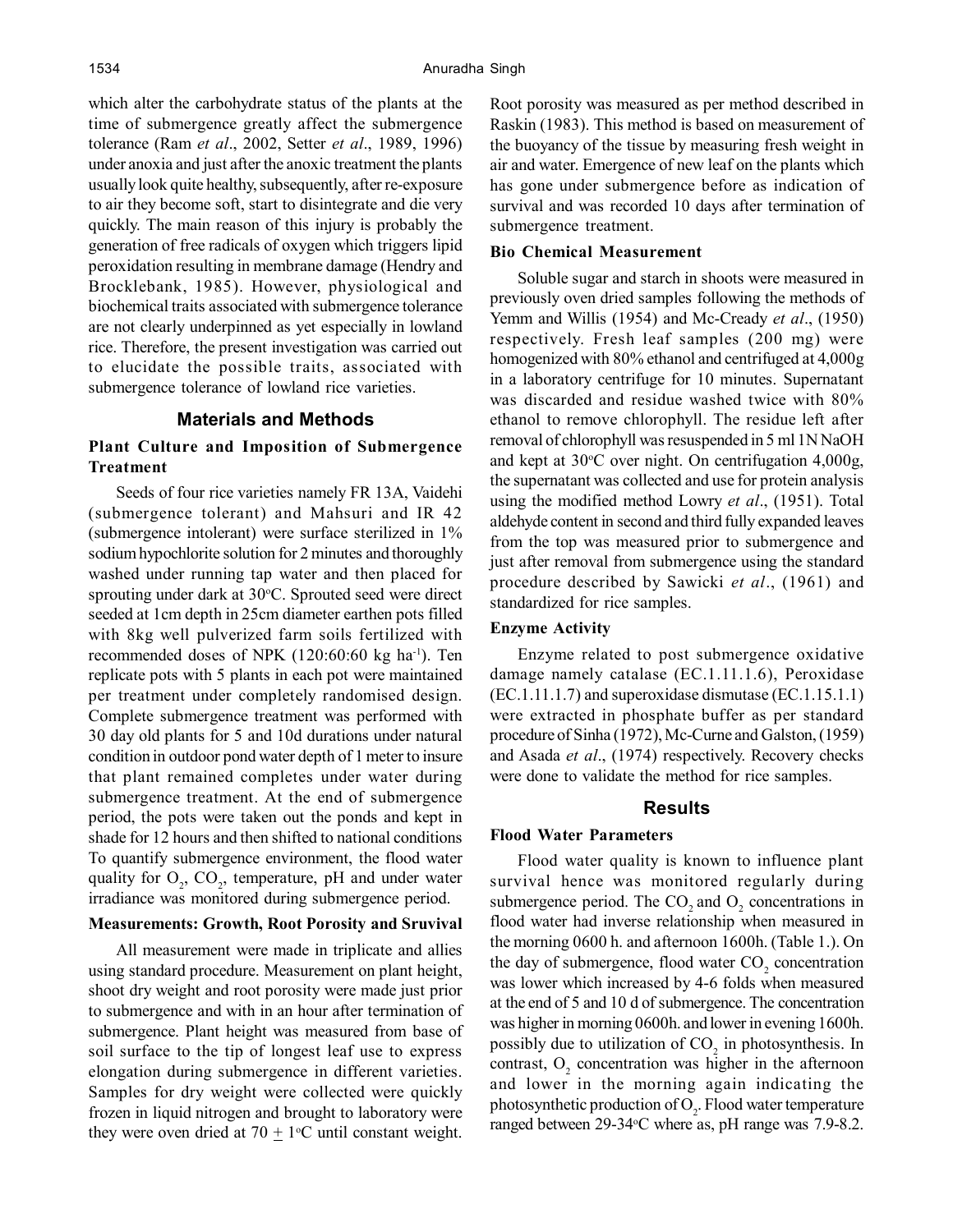which alter the carbohydrate status of the plants at the time of submergence greatly affect the submergence tolerance (Ram *et al*., 2002, Setter *et al*., 1989, 1996) under anoxia and just after the anoxic treatment the plants usually look quite healthy, subsequently, after re-exposure to air they become soft, start to disintegrate and die very quickly. The main reason of this injury is probably the generation of free radicals of oxygen which triggers lipid peroxidation resulting in membrane damage (Hendry and Brocklebank, 1985). However, physiological and biochemical traits associated with submergence tolerance are not clearly underpinned as yet especially in lowland rice. Therefore, the present investigation was carried out to elucidate the possible traits, associated with submergence tolerance of lowland rice varieties.

## Materials and Methods

### Plant Culture and Imposition of Submergence Treatment

Seeds of four rice varieties namely FR 13A, Vaidehi (submergence tolerant) and Mahsuri and IR 42 (submergence intolerant) were surface sterilized in 1% sodium hypochlorite solution for 2 minutes and thoroughly washed under running tap water and then placed for sprouting under dark at 30°C. Sprouted seed were direct seeded at 1cm depth in 25cm diameter earthen pots filled with 8kg well pulverized farm soils fertilized with recommended doses of NPK (120:60:60 kg ha$^{-1}$). Ten replicate pots with 5 plants in each pot were maintained per treatment under completely randomised design. Complete submergence treatment was performed with 30 day old plants for 5 and 10d durations under natural condition in outdoor pond water depth of 1 meter to insure that plant remained completes under water during submergence treatment. At the end of submergence period, the pots were taken out the ponds and kept in shade for 12 hours and then shifted to national conditions To quantify submergence environment, the flood water quality for $O_2$, $CO_2$, temperature, pH and under water irradiance was monitored during submergence period.

### Measurements: Growth, Root Porosity and Sruvival

All measurement were made in triplicate and allies using standard procedure. Measurement on plant height, shoot dry weight and root porosity were made just prior to submergence and with in an hour after termination of submergence. Plant height was measured from base of soil surface to the tip of longest leaf use to express elongation during submergence in different varieties. Samples for dry weight were collected were quickly frozen in liquid nitrogen and brought to laboratory were they were oven dried at 70 $\pm$ 1°C until constant weight. Root porosity was measured as per method described in Raskin (1983). This method is based on measurement of the buoyancy of the tissue by measuring fresh weight in air and water. Emergence of new leaf on the plants which has gone under submergence before as indication of survival and was recorded 10 days after termination of submergence treatment.

### Bio Chemical Measurement

Soluble sugar and starch in shoots were measured in previously oven dried samples following the methods of Yemm and Willis (1954) and Mc-Cready *et al*., (1950) respectively. Fresh leaf samples (200 mg) were homogenized with 80% ethanol and centrifuged at 4,000g in a laboratory centrifuge for 10 minutes. Supernatant was discarded and residue washed twice with 80% ethanol to remove chlorophyll. The residue left after removal of chlorophyll was resuspended in 5 ml 1N NaOH and kept at 30°C over night. On centrifugation 4,000g, the supernatant was collected and use for protein analysis using the modified method Lowry *et al*., (1951). Total aldehyde content in second and third fully expanded leaves from the top was measured prior to submergence and just after removal from submergence using the standard procedure described by Sawicki *et al*., (1961) and standardized for rice samples.

### Enzyme Activity

Enzyme related to post submergence oxidative damage namely catalase (EC.1.11.1.6), Peroxidase (EC.1.11.1.7) and superoxidase dismutase (EC.1.15.1.1) were extracted in phosphate buffer as per standard procedure of Sinha (1972), Mc-Curne and Galston, (1959) and Asada *et al*., (1974) respectively. Recovery checks were done to validate the method for rice samples.

## Results

### Flood Water Parameters

Flood water quality is known to influence plant survival hence was monitored regularly during submergence period. The $CO_2$ and $O_2$ concentrations in flood water had inverse relationship when measured in the morning 0600 h. and afternoon 1600h. (Table 1.). On the day of submergence, flood water $CO_2$ concentration was lower which increased by 4-6 folds when measured at the end of 5 and 10 d of submergence. The concentration was higher in morning 0600h. and lower in evening 1600h. possibly due to utilization of $CO_2$ in photosynthesis. In contrast, $O_2$ concentration was higher in the afternoon and lower in the morning again indicating the photosynthetic production of $O_2$. Flood water temperature ranged between 29-34°C where as, pH range was 7.9-8.2.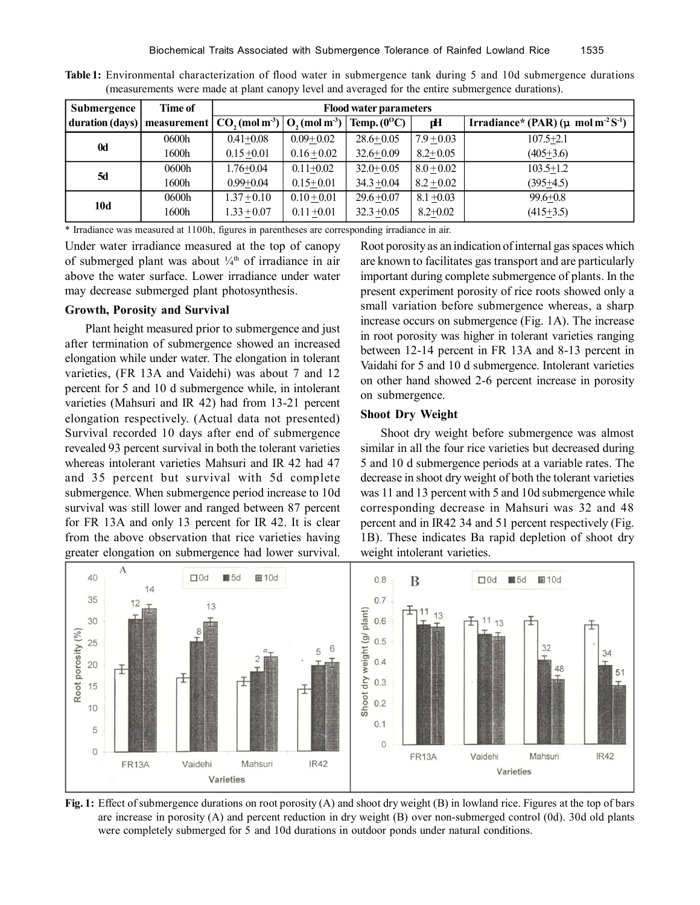**Table 1:** Environmental characterization of flood water in submergence tank during 5 and 10d submergence durations (measurements were made at plant canopy level and averaged for the entire submergence durations).

| Submergence duration (days) | Time of measurement | Flood water parameters | | | | |
|---|---|---|---|---|---|---|
| | | $CO_2$ (mol m$^{-3}$) | $O_2$ (mol m$^{-3}$) | Temp. ($^{0}$C) | pH | Irradiance* (PAR) (µ mol m$^{-2}$ S$^{-1}$) |
| 0d | 0600h | 0.41±0.08 | 0.09±0.02 | 28.6±0.05 | 7.9±0.03 | 107.5±2.1 |
| | 1600h | 0.15±0.01 | 0.16±0.02 | 32.6±0.09 | 8.2±0.05 | (405±3.6) |
| 5d | 0600h | 1.76±0.04 | 0.11±0.02 | 32.0±0.05 | 8.0±0.02 | 103.5±1.2 |
| | 1600h | 0.99±0.04 | 0.15±0.01 | 34.3±0.04 | 8.2±0.02 | (395±4.5) |
| 10d | 0600h | 1.37±0.10 | 0.10±0.01 | 29.6±0.07 | 8.1±0.03 | 99.6±0.8 |
| | 1600h | 1.33±0.07 | 0.11±0.01 | 32.3±0.05 | 8.2±0.02 | (415±3.5) |

\* Irradiance was measured at 1100h, figures in parentheses are corresponding irradiance in air.

Under water irradiance measured at the top of canopy of submerged plant was about ¼th of irradiance in air above the water surface. Lower irradiance under water may decrease submerged plant photosynthesis.

### Growth, Porosity and Survival

Plant height measured prior to submergence and just after termination of submergence showed an increased elongation while under water. The elongation in tolerant varieties, (FR 13A and Vaidehi) was about 7 and 12 percent for 5 and 10 d submergence while, in intolerant varieties (Mahsuri and IR 42) had from 13-21 percent elongation respectively. (Actual data not presented) Survival recorded 10 days after end of submergence revealed 93 percent survival in both the tolerant varieties whereas intolerant varieties Mahsuri and IR 42 had 47 and 35 percent but survival with 5d complete submergence. When submergence period increase to 10d survival was still lower and ranged between 87 percent for FR 13A and only 13 percent for IR 42. It is clear from the above observation that rice varieties having greater elongation on submergence had lower survival. Root porosity as an indication of internal gas spaces which are known to facilitates gas transport and are particularly important during complete submergence of plants. In the present experiment porosity of rice roots showed only a small variation before submergence whereas, a sharp increase occurs on submergence (Fig. 1A). The increase in root porosity was higher in tolerant varieties ranging between 12-14 percent in FR 13A and 8-13 percent in Vaidahi for 5 and 10 d submergence. Intolerant varieties on other hand showed 2-6 percent increase in porosity on submergence.

### Shoot Dry Weight

Shoot dry weight before submergence was almost similar in all the four rice varieties but decreased during 5 and 10 d submergence periods at a variable rates. The decrease in shoot dry weight of both the tolerant varieties was 11 and 13 percent with 5 and 10d submergence while corresponding decrease in Mahsuri was 32 and 48 percent and in IR42 34 and 51 percent respectively (Fig. 1B). These indicates Ba rapid depletion of shoot dry weight intolerant varieties.

**Fig. 1:** Effect of submergence durations on root porosity (A) and shoot dry weight (B) in lowland rice. Figures at the top of bars are increase in porosity (A) and percent reduction in dry weight (B) over non-submerged control (0d). 30d old plants were completely submerged for 5 and 10d durations in outdoor ponds under natural conditions.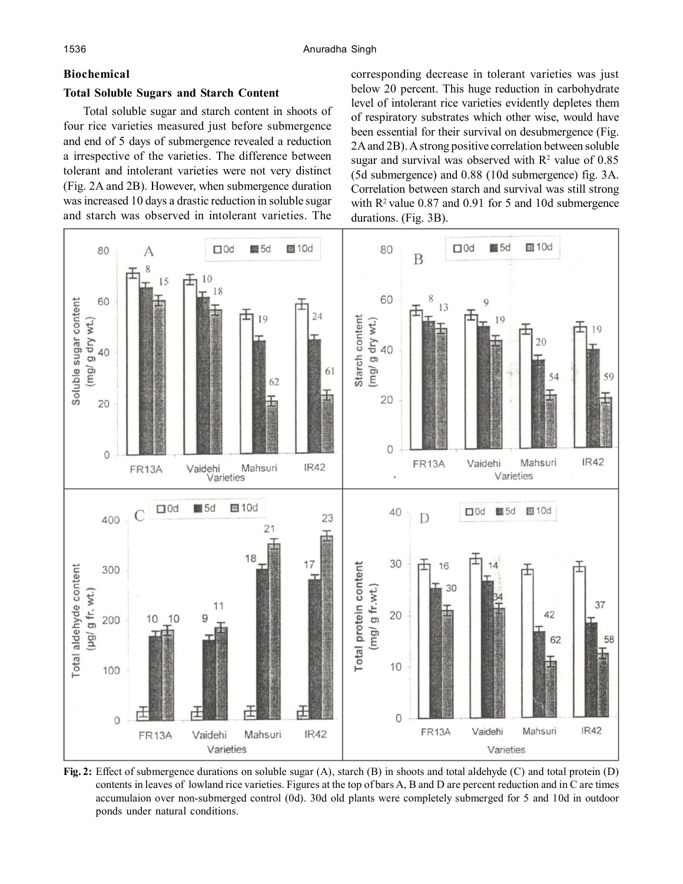## Biochemical

### Total Soluble Sugars and Starch Content

Total soluble sugar and starch content in shoots of four rice varieties measured just before submergence and end of 5 days of submergence revealed a reduction a irrespective of the varieties. The difference between tolerant and intolerant varieties were not very distinct (Fig. 2A and 2B). However, when submergence duration was increased 10 days a drastic reduction in soluble sugar and starch was observed in intolerant varieties. The corresponding decrease in tolerant varieties was just below 20 percent. This huge reduction in carbohydrate level of intolerant rice varieties evidently depletes them of respiratory substrates which other wise, would have been essential for their survival on desubmergence (Fig. 2A and 2B). A strong positive correlation between soluble sugar and survival was observed with $R^2$ value of 0.85 (5d submergence) and 0.88 (10d submergence) fig. 3A. Correlation between starch and survival was still strong with $R^2$ value 0.87 and 0.91 for 5 and 10d submergence durations. (Fig. 3B).

**Fig. 2:** Effect of submergence durations on soluble sugar (A), starch (B) in shoots and total aldehyde (C) and total protein (D) contents in leaves of lowland rice varieties. Figures at the top of bars A, B and D are percent reduction and in C are times accumulaion over non-submerged control (0d). 30d old plants were completely submerged for 5 and 10d in outdoor ponds under natural conditions.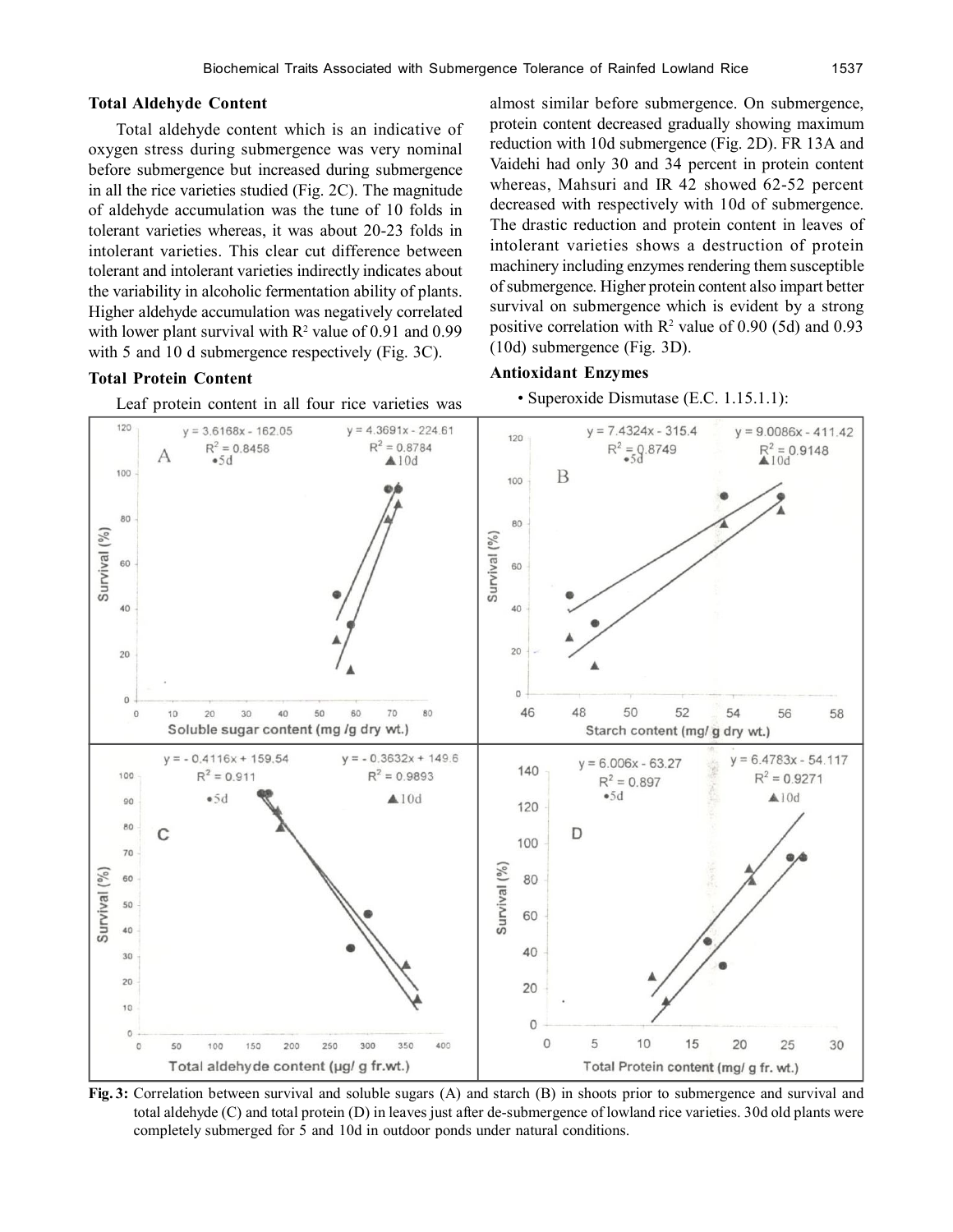### Total Aldehyde Content

Total aldehyde content which is an indicative of oxygen stress during submergence was very nominal before submergence but increased during submergence in all the rice varieties studied (Fig. 2C). The magnitude of aldehyde accumulation was the tune of 10 folds in tolerant varieties whereas, it was about 20-23 folds in intolerant varieties. This clear cut difference between tolerant and intolerant varieties indirectly indicates about the variability in alcoholic fermentation ability of plants. Higher aldehyde accumulation was negatively correlated with lower plant survival with $R^2$ value of 0.91 and 0.99 with 5 and 10 d submergence respectively (Fig. 3C).

### Total Protein Content

Leaf protein content in all four rice varieties was almost similar before submergence. On submergence, protein content decreased gradually showing maximum reduction with 10d submergence (Fig. 2D). FR 13A and Vaidehi had only 30 and 34 percent in protein content whereas, Mahsuri and IR 42 showed 62-52 percent decreased with respectively with 10d of submergence. The drastic reduction and protein content in leaves of intolerant varieties shows a destruction of protein machinery including enzymes rendering them susceptible of submergence. Higher protein content also impart better survival on submergence which is evident by a strong positive correlation with $R^2$ value of 0.90 (5d) and 0.93 (10d) submergence (Fig. 3D).

### Antioxidant Enzymes

- Superoxide Dismutase (E.C. 1.15.1.1):

**Fig. 3:** Correlation between survival and soluble sugars (A) and starch (B) in shoots prior to submergence and survival and total aldehyde (C) and total protein (D) in leaves just after de-submergence of lowland rice varieties. 30d old plants were completely submerged for 5 and 10d in outdoor ponds under natural conditions.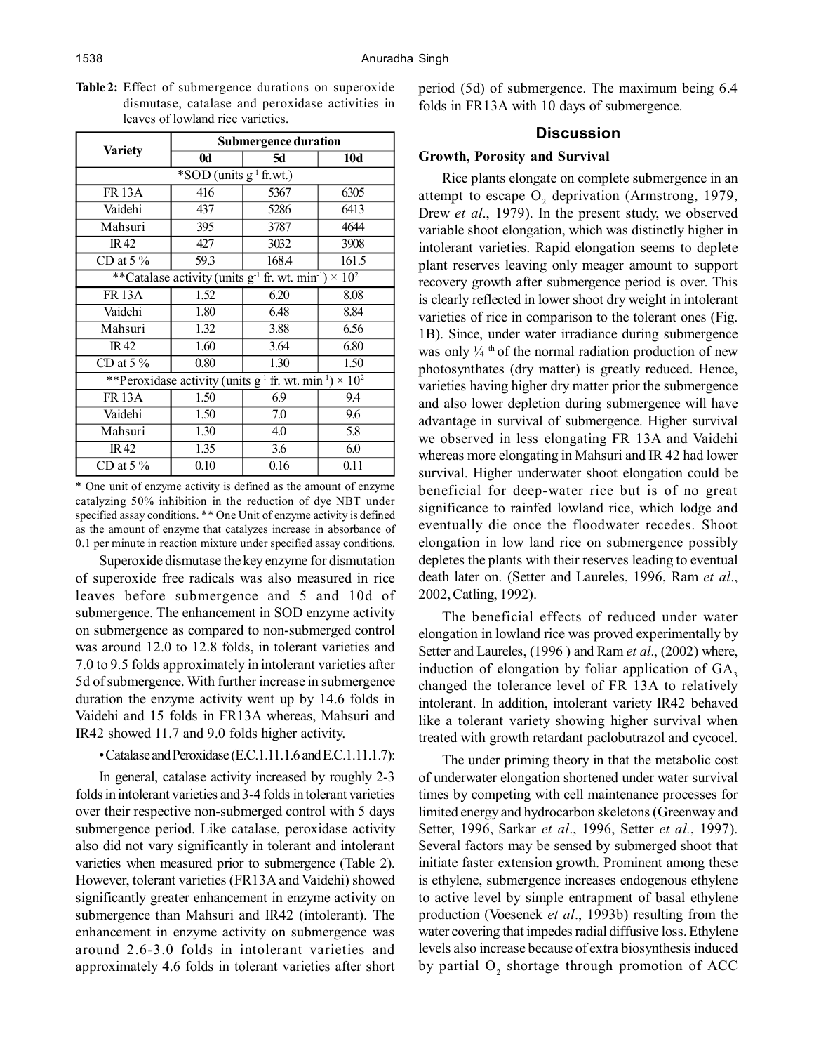**Table 2:** Effect of submergence durations on superoxide dismutase, catalase and peroxidase activities in leaves of lowland rice varieties.

| Variety | Submergence duration | | |
|---|---|---|---|
| | 0d | 5d | 10d |
| *SOD (units $g^{-1}$ fr.wt.) | | | |
| FR 13A | 416 | 5367 | 6305 |
| Vaidehi | 437 | 5286 | 6413 |
| Mahsuri | 395 | 3787 | 4644 |
| IR 42 | 427 | 3032 | 3908 |
| CD at 5 % | 59.3 | 168.4 | 161.5 |
| **Catalase activity (units $g^{-1}$ fr. wt. $min^{-1}$) × $10^2$ | | | |
| FR 13A | 1.52 | 6.20 | 8.08 |
| Vaidehi | 1.80 | 6.48 | 8.84 |
| Mahsuri | 1.32 | 3.88 | 6.56 |
| IR 42 | 1.60 | 3.64 | 6.80 |
| CD at 5 % | 0.80 | 1.30 | 1.50 |
| **Peroxidase activity (units $g^{-1}$ fr. wt. $min^{-1}$) × $10^2$ | | | |
| FR 13A | 1.50 | 6.9 | 9.4 |
| Vaidehi | 1.50 | 7.0 | 9.6 |
| Mahsuri | 1.30 | 4.0 | 5.8 |
| IR 42 | 1.35 | 3.6 | 6.0 |
| CD at 5 % | 0.10 | 0.16 | 0.11 |

\* One unit of enzyme activity is defined as the amount of enzyme catalyzing 50% inhibition in the reduction of dye NBT under specified assay conditions. ** One Unit of enzyme activity is defined as the amount of enzyme that catalyzes increase in absorbance of 0.1 per minute in reaction mixture under specified assay conditions.

Superoxide dismutase the key enzyme for dismutation of superoxide free radicals was also measured in rice leaves before submergence and 5 and 10d of submergence. The enhancement in SOD enzyme activity on submergence as compared to non-submerged control was around 12.0 to 12.8 folds, in tolerant varieties and 7.0 to 9.5 folds approximately in intolerant varieties after 5d of submergence. With further increase in submergence duration the enzyme activity went up by 14.6 folds in Vaidehi and 15 folds in FR13A whereas, Mahsuri and IR42 showed 11.7 and 9.0 folds higher activity.

• Catalase and Peroxidase (E.C.1.11.1.6 and E.C.1.11.1.7):

In general, catalase activity increased by roughly 2-3 folds in intolerant varieties and 3-4 folds in tolerant varieties over their respective non-submerged control with 5 days submergence period. Like catalase, peroxidase activity also did not vary significantly in tolerant and intolerant varieties when measured prior to submergence (Table 2). However, tolerant varieties (FR13A and Vaidehi) showed significantly greater enhancement in enzyme activity on submergence than Mahsuri and IR42 (intolerant). The enhancement in enzyme activity on submergence was around 2.6-3.0 folds in intolerant varieties and approximately 4.6 folds in tolerant varieties after short period (5d) of submergence. The maximum being 6.4 folds in FR13A with 10 days of submergence.

## Discussion

### Growth, Porosity and Survival

Rice plants elongate on complete submergence in an attempt to escape $O_2$ deprivation (Armstrong, 1979, Drew *et al*., 1979). In the present study, we observed variable shoot elongation, which was distinctly higher in intolerant varieties. Rapid elongation seems to deplete plant reserves leaving only meager amount to support recovery growth after submergence period is over. This is clearly reflected in lower shoot dry weight in intolerant varieties of rice in comparison to the tolerant ones (Fig. 1B). Since, under water irradiance during submergence was only ¼ $^{th}$ of the normal radiation production of new photosynthates (dry matter) is greatly reduced. Hence, varieties having higher dry matter prior the submergence and also lower depletion during submergence will have advantage in survival of submergence. Higher survival we observed in less elongating FR 13A and Vaidehi whereas more elongating in Mahsuri and IR 42 had lower survival. Higher underwater shoot elongation could be beneficial for deep-water rice but is of no great significance to rainfed lowland rice, which lodge and eventually die once the floodwater recedes. Shoot elongation in low land rice on submergence possibly depletes the plants with their reserves leading to eventual death later on. (Setter and Laureles, 1996, Ram *et al*., 2002, Catling, 1992).

The beneficial effects of reduced under water elongation in lowland rice was proved experimentally by Setter and Laureles, (1996 ) and Ram *et al*., (2002) where, induction of elongation by foliar application of $GA_3$ changed the tolerance level of FR 13A to relatively intolerant. In addition, intolerant variety IR42 behaved like a tolerant variety showing higher survival when treated with growth retardant paclobutrazol and cycocel.

The under priming theory in that the metabolic cost of underwater elongation shortened under water survival times by competing with cell maintenance processes for limited energy and hydrocarbon skeletons (Greenway and Setter, 1996, Sarkar *et al*., 1996, Setter *et al.*, 1997). Several factors may be sensed by submerged shoot that initiate faster extension growth. Prominent among these is ethylene, submergence increases endogenous ethylene to active level by simple entrapment of basal ethylene production (Voesenek *et al*., 1993b) resulting from the water covering that impedes radial diffusive loss. Ethylene levels also increase because of extra biosynthesis induced by partial $O_2$ shortage through promotion of ACC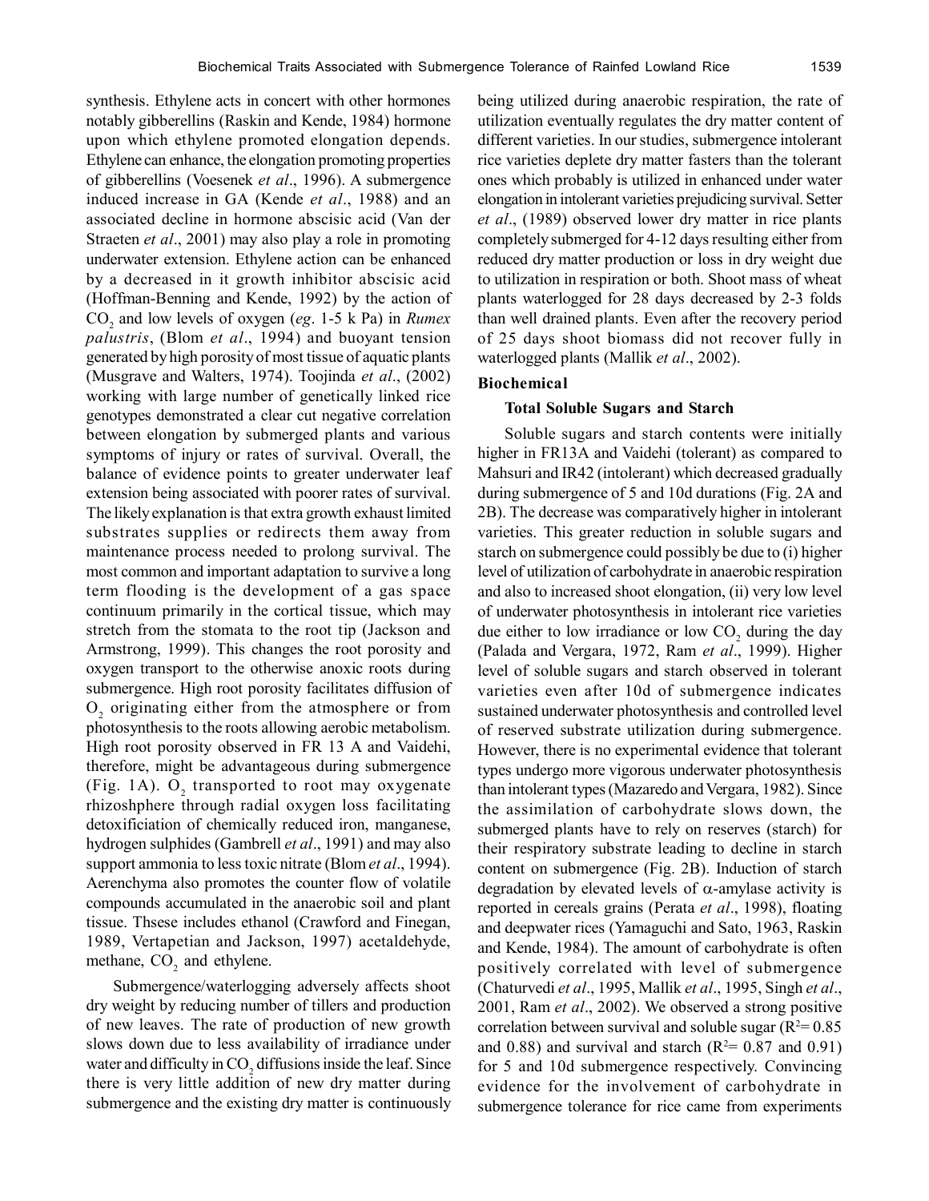synthesis. Ethylene acts in concert with other hormones notably gibberellins (Raskin and Kende, 1984) hormone upon which ethylene promoted elongation depends. Ethylene can enhance, the elongation promoting properties of gibberellins (Voesenek *et al*., 1996). A submergence induced increase in GA (Kende *et al*., 1988) and an associated decline in hormone abscisic acid (Van der Straeten *et al*., 2001) may also play a role in promoting underwater extension. Ethylene action can be enhanced by a decreased in it growth inhibitor abscisic acid (Hoffman-Benning and Kende, 1992) by the action of $CO_2$ and low levels of oxygen (*eg*. 1-5 k Pa) in *Rumex palustris*, (Blom *et al*., 1994) and buoyant tension generated by high porosity of most tissue of aquatic plants (Musgrave and Walters, 1974). Toojinda *et al*., (2002) working with large number of genetically linked rice genotypes demonstrated a clear cut negative correlation between elongation by submerged plants and various symptoms of injury or rates of survival. Overall, the balance of evidence points to greater underwater leaf extension being associated with poorer rates of survival. The likely explanation is that extra growth exhaust limited substrates supplies or redirects them away from maintenance process needed to prolong survival. The most common and important adaptation to survive a long term flooding is the development of a gas space continuum primarily in the cortical tissue, which may stretch from the stomata to the root tip (Jackson and Armstrong, 1999). This changes the root porosity and oxygen transport to the otherwise anoxic roots during submergence. High root porosity facilitates diffusion of $O_2$ originating either from the atmosphere or from photosynthesis to the roots allowing aerobic metabolism. High root porosity observed in FR 13 A and Vaidehi, therefore, might be advantageous during submergence (Fig. 1A). $O_2$ transported to root may oxygenate rhizoshphere through radial oxygen loss facilitating detoxificiation of chemically reduced iron, manganese, hydrogen sulphides (Gambrell *et al*., 1991) and may also support ammonia to less toxic nitrate (Blom *et al*., 1994). Aerenchyma also promotes the counter flow of volatile compounds accumulated in the anaerobic soil and plant tissue. Thsese includes ethanol (Crawford and Finegan, 1989, Vertapetian and Jackson, 1997) acetaldehyde, methane, $CO_2$ and ethylene.

Submergence/waterlogging adversely affects shoot dry weight by reducing number of tillers and production of new leaves. The rate of production of new growth slows down due to less availability of irradiance under water and difficulty in $CO_2$ diffusions inside the leaf. Since there is very little addition of new dry matter during submergence and the existing dry matter is continuously being utilized during anaerobic respiration, the rate of utilization eventually regulates the dry matter content of different varieties. In our studies, submergence intolerant rice varieties deplete dry matter fasters than the tolerant ones which probably is utilized in enhanced under water elongation in intolerant varieties prejudicing survival. Setter *et al*., (1989) observed lower dry matter in rice plants completely submerged for 4-12 days resulting either from reduced dry matter production or loss in dry weight due to utilization in respiration or both. Shoot mass of wheat plants waterlogged for 28 days decreased by 2-3 folds than well drained plants. Even after the recovery period of 25 days shoot biomass did not recover fully in waterlogged plants (Mallik *et al*., 2002).

## Biochemical

### Total Soluble Sugars and Starch

Soluble sugars and starch contents were initially higher in FR13A and Vaidehi (tolerant) as compared to Mahsuri and IR42 (intolerant) which decreased gradually during submergence of 5 and 10d durations (Fig. 2A and 2B). The decrease was comparatively higher in intolerant varieties. This greater reduction in soluble sugars and starch on submergence could possibly be due to (i) higher level of utilization of carbohydrate in anaerobic respiration and also to increased shoot elongation, (ii) very low level of underwater photosynthesis in intolerant rice varieties due either to low irradiance or low $CO_2$ during the day (Palada and Vergara, 1972, Ram *et al*., 1999). Higher level of soluble sugars and starch observed in tolerant varieties even after 10d of submergence indicates sustained underwater photosynthesis and controlled level of reserved substrate utilization during submergence. However, there is no experimental evidence that tolerant types undergo more vigorous underwater photosynthesis than intolerant types (Mazaredo and Vergara, 1982). Since the assimilation of carbohydrate slows down, the submerged plants have to rely on reserves (starch) for their respiratory substrate leading to decline in starch content on submergence (Fig. 2B). Induction of starch degradation by elevated levels of $\alpha$-amylase activity is reported in cereals grains (Perata *et al*., 1998), floating and deepwater rices (Yamaguchi and Sato, 1963, Raskin and Kende, 1984). The amount of carbohydrate is often positively correlated with level of submergence (Chaturvedi *et al*., 1995, Mallik *et al*., 1995, Singh *et al*., 2001, Ram *et al*., 2002). We observed a strong positive correlation between survival and soluble sugar ($R^2$= 0.85 and 0.88) and survival and starch ($R^2$= 0.87 and 0.91) for 5 and 10d submergence respectively. Convincing evidence for the involvement of carbohydrate in submergence tolerance for rice came from experiments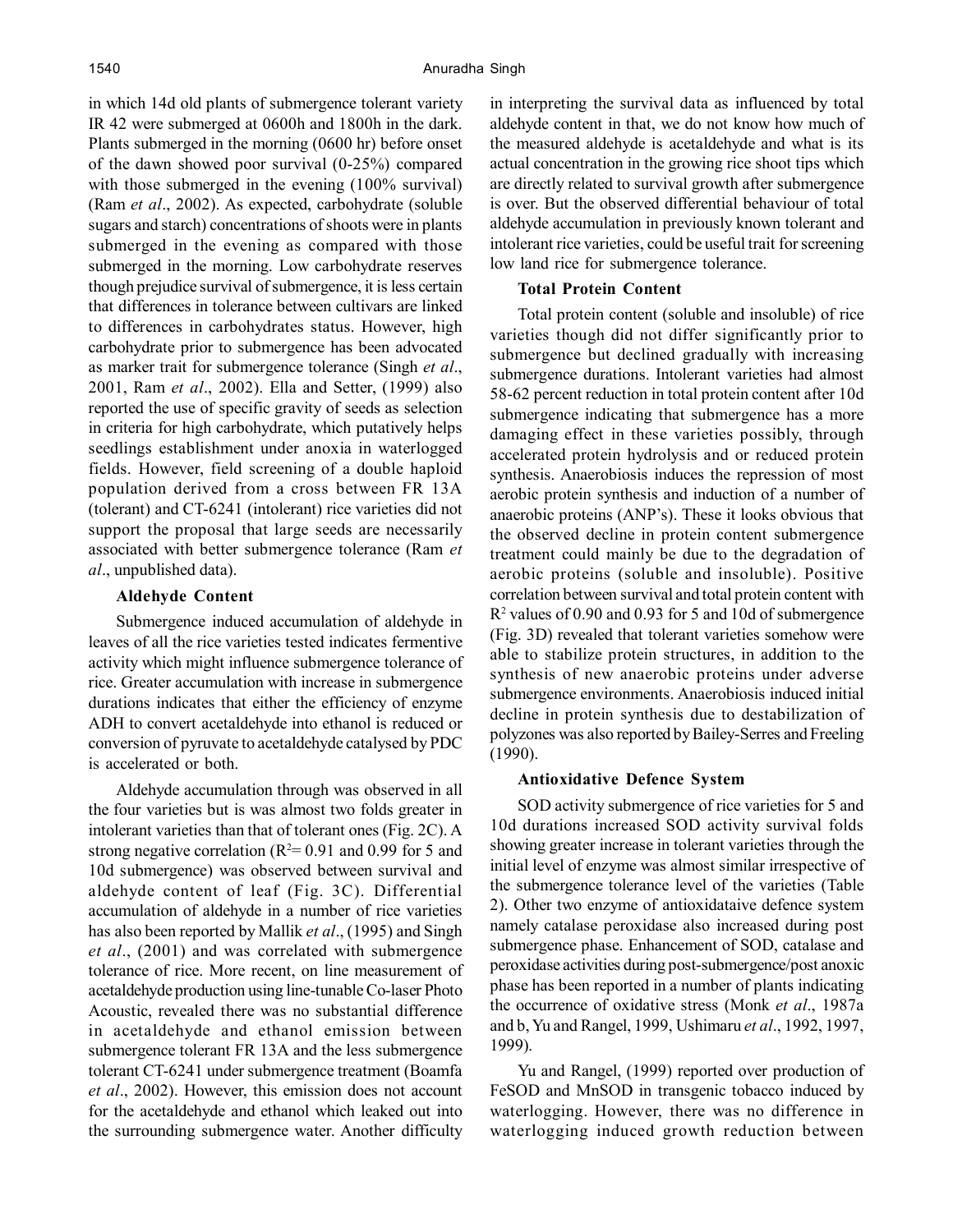in which 14d old plants of submergence tolerant variety IR 42 were submerged at 0600h and 1800h in the dark. Plants submerged in the morning (0600 hr) before onset of the dawn showed poor survival (0-25%) compared with those submerged in the evening (100% survival) (Ram *et al*., 2002). As expected, carbohydrate (soluble sugars and starch) concentrations of shoots were in plants submerged in the evening as compared with those submerged in the morning. Low carbohydrate reserves though prejudice survival of submergence, it is less certain that differences in tolerance between cultivars are linked to differences in carbohydrates status. However, high carbohydrate prior to submergence has been advocated as marker trait for submergence tolerance (Singh *et al*., 2001, Ram *et al*., 2002). Ella and Setter, (1999) also reported the use of specific gravity of seeds as selection in criteria for high carbohydrate, which putatively helps seedlings establishment under anoxia in waterlogged fields. However, field screening of a double haploid population derived from a cross between FR 13A (tolerant) and CT-6241 (intolerant) rice varieties did not support the proposal that large seeds are necessarily associated with better submergence tolerance (Ram *et al*., unpublished data).

### Aldehyde Content

Submergence induced accumulation of aldehyde in leaves of all the rice varieties tested indicates fermentive activity which might influence submergence tolerance of rice. Greater accumulation with increase in submergence durations indicates that either the efficiency of enzyme ADH to convert acetaldehyde into ethanol is reduced or conversion of pyruvate to acetaldehyde catalysed by PDC is accelerated or both.

Aldehyde accumulation through was observed in all the four varieties but is was almost two folds greater in intolerant varieties than that of tolerant ones (Fig. 2C). A strong negative correlation ($R^2$= 0.91 and 0.99 for 5 and 10d submergence) was observed between survival and aldehyde content of leaf (Fig. 3C). Differential accumulation of aldehyde in a number of rice varieties has also been reported by Mallik *et al*., (1995) and Singh *et al*., (2001) and was correlated with submergence tolerance of rice. More recent, on line measurement of acetaldehyde production using line-tunable Co-laser Photo Acoustic, revealed there was no substantial difference in acetaldehyde and ethanol emission between submergence tolerant FR 13A and the less submergence tolerant CT-6241 under submergence treatment (Boamfa *et al*., 2002). However, this emission does not account for the acetaldehyde and ethanol which leaked out into the surrounding submergence water. Another difficulty in interpreting the survival data as influenced by total aldehyde content in that, we do not know how much of the measured aldehyde is acetaldehyde and what is its actual concentration in the growing rice shoot tips which are directly related to survival growth after submergence is over. But the observed differential behaviour of total aldehyde accumulation in previously known tolerant and intolerant rice varieties, could be useful trait for screening low land rice for submergence tolerance.

### Total Protein Content

Total protein content (soluble and insoluble) of rice varieties though did not differ significantly prior to submergence but declined gradually with increasing submergence durations. Intolerant varieties had almost 58-62 percent reduction in total protein content after 10d submergence indicating that submergence has a more damaging effect in these varieties possibly, through accelerated protein hydrolysis and or reduced protein synthesis. Anaerobiosis induces the repression of most aerobic protein synthesis and induction of a number of anaerobic proteins (ANP's). These it looks obvious that the observed decline in protein content submergence treatment could mainly be due to the degradation of aerobic proteins (soluble and insoluble). Positive correlation between survival and total protein content with $R^2$ values of 0.90 and 0.93 for 5 and 10d of submergence (Fig. 3D) revealed that tolerant varieties somehow were able to stabilize protein structures, in addition to the synthesis of new anaerobic proteins under adverse submergence environments. Anaerobiosis induced initial decline in protein synthesis due to destabilization of polyzones was also reported by Bailey-Serres and Freeling (1990).

### Antioxidative Defence System

SOD activity submergence of rice varieties for 5 and 10d durations increased SOD activity survival folds showing greater increase in tolerant varieties through the initial level of enzyme was almost similar irrespective of the submergence tolerance level of the varieties (Table 2). Other two enzyme of antioxidataive defence system namely catalase peroxidase also increased during post submergence phase. Enhancement of SOD, catalase and peroxidase activities during post-submergence/post anoxic phase has been reported in a number of plants indicating the occurrence of oxidative stress (Monk *et al*., 1987a and b, Yu and Rangel, 1999, Ushimaru *et al*., 1992, 1997, 1999).

Yu and Rangel, (1999) reported over production of FeSOD and MnSOD in transgenic tobacco induced by waterlogging. However, there was no difference in waterlogging induced growth reduction between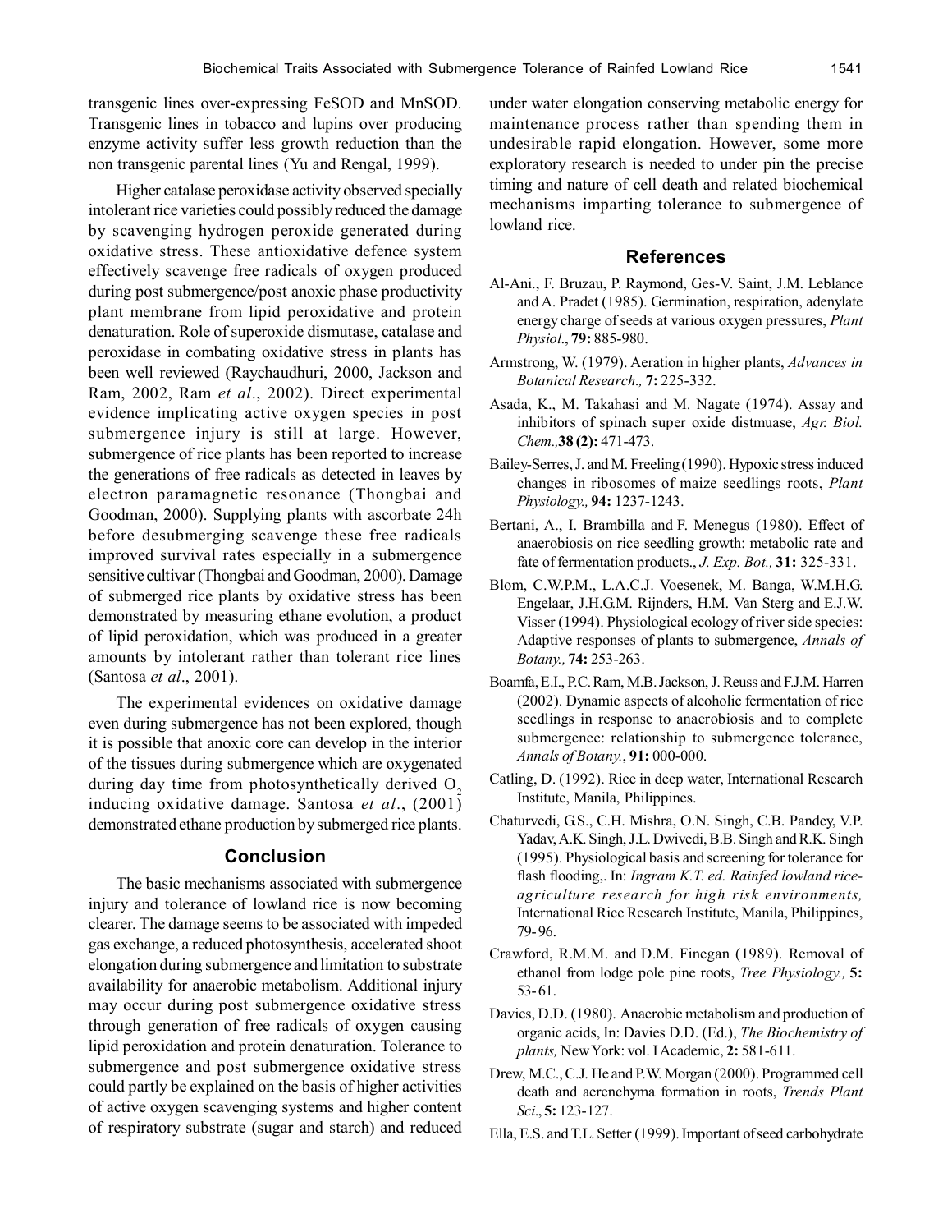transgenic lines over-expressing FeSOD and MnSOD. Transgenic lines in tobacco and lupins over producing enzyme activity suffer less growth reduction than the non transgenic parental lines (Yu and Rengal, 1999).

Higher catalase peroxidase activity observed specially intolerant rice varieties could possibly reduced the damage by scavenging hydrogen peroxide generated during oxidative stress. These antioxidative defence system effectively scavenge free radicals of oxygen produced during post submergence/post anoxic phase productivity plant membrane from lipid peroxidative and protein denaturation. Role of superoxide dismutase, catalase and peroxidase in combating oxidative stress in plants has been well reviewed (Raychaudhuri, 2000, Jackson and Ram, 2002, Ram *et al*., 2002). Direct experimental evidence implicating active oxygen species in post submergence injury is still at large. However, submergence of rice plants has been reported to increase the generations of free radicals as detected in leaves by electron paramagnetic resonance (Thongbai and Goodman, 2000). Supplying plants with ascorbate 24h before desubmerging scavenge these free radicals improved survival rates especially in a submergence sensitive cultivar (Thongbai and Goodman, 2000). Damage of submerged rice plants by oxidative stress has been demonstrated by measuring ethane evolution, a product of lipid peroxidation, which was produced in a greater amounts by intolerant rather than tolerant rice lines (Santosa *et al*., 2001).

The experimental evidences on oxidative damage even during submergence has not been explored, though it is possible that anoxic core can develop in the interior of the tissues during submergence which are oxygenated during day time from photosynthetically derived $O_2$ inducing oxidative damage. Santosa *et al*., (2001) demonstrated ethane production by submerged rice plants.

## Conclusion

The basic mechanisms associated with submergence injury and tolerance of lowland rice is now becoming clearer. The damage seems to be associated with impeded gas exchange, a reduced photosynthesis, accelerated shoot elongation during submergence and limitation to substrate availability for anaerobic metabolism. Additional injury may occur during post submergence oxidative stress through generation of free radicals of oxygen causing lipid peroxidation and protein denaturation. Tolerance to submergence and post submergence oxidative stress could partly be explained on the basis of higher activities of active oxygen scavenging systems and higher content of respiratory substrate (sugar and starch) and reduced under water elongation conserving metabolic energy for maintenance process rather than spending them in undesirable rapid elongation. However, some more exploratory research is needed to under pin the precise timing and nature of cell death and related biochemical mechanisms imparting tolerance to submergence of lowland rice.

## References

Al-Ani., F. Bruzau, P. Raymond, Ges-V. Saint, J.M. Leblance and A. Pradet (1985). Germination, respiration, adenylate energy charge of seeds at various oxygen pressures, *Plant Physiol*., **79:** 885-980.

Armstrong, W. (1979). Aeration in higher plants, *Advances in Botanical Research.,* **7:** 225-332.

Asada, K., M. Takahasi and M. Nagate (1974). Assay and inhibitors of spinach super oxide distmuase, *Agr. Biol. Chem.,***38 (2):** 471-473.

Bailey-Serres, J. and M. Freeling (1990). Hypoxic stress induced changes in ribosomes of maize seedlings roots, *Plant Physiology.,* **94:** 1237-1243.

Bertani, A., I. Brambilla and F. Menegus (1980). Effect of anaerobiosis on rice seedling growth: metabolic rate and fate of fermentation products., *J. Exp. Bot.,* **31:** 325-331.

Blom, C.W.P.M., L.A.C.J. Voesenek, M. Banga, W.M.H.G. Engelaar, J.H.G.M. Rijnders, H.M. Van Sterg and E.J.W. Visser (1994). Physiological ecology of river side species: Adaptive responses of plants to submergence, *Annals of Botany.,* **74:** 253-263.

Boamfa, E.I., P.C. Ram, M.B. Jackson, J. Reuss and F.J.M. Harren (2002). Dynamic aspects of alcoholic fermentation of rice seedlings in response to anaerobiosis and to complete submergence: relationship to submergence tolerance, *Annals of Botany.*, **91:** 000-000.

Catling, D. (1992). Rice in deep water, International Research Institute, Manila, Philippines.

Chaturvedi, G.S., C.H. Mishra, O.N. Singh, C.B. Pandey, V.P. Yadav, A.K. Singh, J.L. Dwivedi, B.B. Singh and R.K. Singh (1995). Physiological basis and screening for tolerance for flash flooding,. In: *Ingram K.T. ed. Rainfed lowland rice-agriculture research for high risk environments,* International Rice Research Institute, Manila, Philippines, 79-96.

Crawford, R.M.M. and D.M. Finegan (1989). Removal of ethanol from lodge pole pine roots, *Tree Physiology.,* **5:** 53-61.

Davies, D.D. (1980). Anaerobic metabolism and production of organic acids, In: Davies D.D. (Ed.), *The Biochemistry of plants,* New York: vol. I Academic, **2:** 581-611.

Drew, M.C., C.J. He and P.W. Morgan (2000). Programmed cell death and aerenchyma formation in roots, *Trends Plant Sci*., **5:** 123-127.

Ella, E.S. and T.L. Setter (1999). Important of seed carbohydrate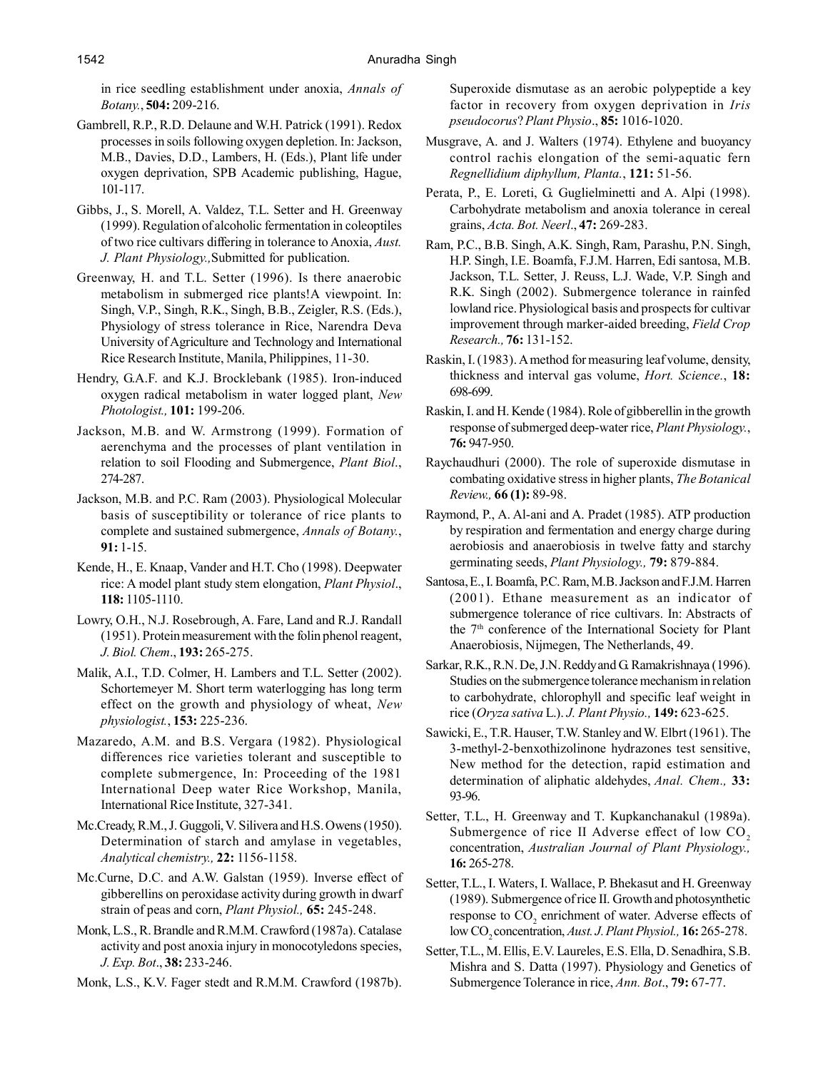in rice seedling establishment under anoxia, *Annals of Botany.*, **504:** 209-216.

Gambrell, R.P., R.D. Delaune and W.H. Patrick (1991). Redox processes in soils following oxygen depletion. In: Jackson, M.B., Davies, D.D., Lambers, H. (Eds.), Plant life under oxygen deprivation, SPB Academic publishing, Hague, 101-117.

Gibbs, J., S. Morell, A. Valdez, T.L. Setter and H. Greenway (1999). Regulation of alcoholic fermentation in coleoptiles of two rice cultivars differing in tolerance to Anoxia, *Aust. J. Plant Physiology.,* Submitted for publication.

Greenway, H. and T.L. Setter (1996). Is there anaerobic metabolism in submerged rice plants! A viewpoint. In: Singh, V.P., Singh, R.K., Singh, B.B., Zeigler, R.S. (Eds.), Physiology of stress tolerance in Rice, Narendra Deva University of Agriculture and Technology and International Rice Research Institute, Manila, Philippines, 11-30.

Hendry, G.A.F. and K.J. Brocklebank (1985). Iron-induced oxygen radical metabolism in water logged plant, *New Photologist.,* **101:** 199-206.

Jackson, M.B. and W. Armstrong (1999). Formation of aerenchyma and the processes of plant ventilation in relation to soil Flooding and Submergence, *Plant Biol*., 274-287.

Jackson, M.B. and P.C. Ram (2003). Physiological Molecular basis of susceptibility or tolerance of rice plants to complete and sustained submergence, *Annals of Botany.*, **91:** 1-15.

Kende, H., E. Knaap, Vander and H.T. Cho (1998). Deepwater rice: A model plant study stem elongation, *Plant Physiol*., **118:** 1105-1110.

Lowry, O.H., N.J. Rosebrough, A. Fare, Land and R.J. Randall (1951). Protein measurement with the folin phenol reagent, *J. Biol. Chem*., **193:** 265-275.

Malik, A.I., T.D. Colmer, H. Lambers and T.L. Setter (2002). Schortemeyer M. Short term waterlogging has long term effect on the growth and physiology of wheat, *New physiologist.*, **153:** 225-236.

Mazaredo, A.M. and B.S. Vergara (1982). Physiological differences rice varieties tolerant and susceptible to complete submergence, In: Proceeding of the 1981 International Deep water Rice Workshop, Manila, International Rice Institute, 327-341.

Mc.Cready, R.M., J. Guggoli, V. Silivera and H.S. Owens (1950). Determination of starch and amylase in vegetables, *Analytical chemistry.,* **22:** 1156-1158.

Mc.Curne, D.C. and A.W. Galstan (1959). Inverse effect of gibberellins on peroxidase activity during growth in dwarf strain of peas and corn, *Plant Physiol.,* **65:** 245-248.

Monk, L.S., R. Brandle and R.M.M. Crawford (1987a). Catalase activity and post anoxia injury in monocotyledons species, *J. Exp. Bot*., **38:** 233-246.

Monk, L.S., K.V. Fager stedt and R.M.M. Crawford (1987b). Superoxide dismutase as an aerobic polypeptide a key factor in recovery from oxygen deprivation in *Iris pseudocorus*? *Plant Physio*., **85:** 1016-1020.

Musgrave, A. and J. Walters (1974). Ethylene and buoyancy control rachis elongation of the semi-aquatic fern *Regnellidium diphyllum, Planta.*, **121:** 51-56.

Perata, P., E. Loreti, G. Guglielminetti and A. Alpi (1998). Carbohydrate metabolism and anoxia tolerance in cereal grains, *Acta. Bot. Neerl*., **47:** 269-283.

Ram, P.C., B.B. Singh, A.K. Singh, Ram, Parashu, P.N. Singh, H.P. Singh, I.E. Boamfa, F.J.M. Harren, Edi santosa, M.B. Jackson, T.L. Setter, J. Reuss, L.J. Wade, V.P. Singh and R.K. Singh (2002). Submergence tolerance in rainfed lowland rice. Physiological basis and prospects for cultivar improvement through marker-aided breeding, *Field Crop Research.,* **76:** 131-152.

Raskin, I. (1983). A method for measuring leaf volume, density, thickness and interval gas volume, *Hort. Science.*, **18:** 698-699.

Raskin, I. and H. Kende (1984). Role of gibberellin in the growth response of submerged deep-water rice, *Plant Physiology.*, **76:** 947-950.

Raychaudhuri (2000). The role of superoxide dismutase in combating oxidative stress in higher plants, *The Botanical Review.,* **66 (1):** 89-98.

Raymond, P., A. Al-ani and A. Pradet (1985). ATP production by respiration and fermentation and energy charge during aerobiosis and anaerobiosis in twelve fatty and starchy germinating seeds, *Plant Physiology.,* **79:** 879-884.

Santosa, E., I. Boamfa, P.C. Ram, M.B. Jackson and F.J.M. Harren (2001). Ethane measurement as an indicator of submergence tolerance of rice cultivars. In: Abstracts of the 7th conference of the International Society for Plant Anaerobiosis, Nijmegen, The Netherlands, 49.

Sarkar, R.K., R.N. De, J.N. Reddy and G. Ramakrishnaya (1996). Studies on the submergence tolerance mechanism in relation to carbohydrate, chlorophyll and specific leaf weight in rice (*Oryza sativa* L.). *J. Plant Physio.,* **149:** 623-625.

Sawicki, E., T.R. Hauser, T.W. Stanley and W. Elbrt (1961). The 3-methyl-2-benxothizolinone hydrazones test sensitive, New method for the detection, rapid estimation and determination of aliphatic aldehydes, *Anal. Chem.,* **33:** 93-96.

Setter, T.L., H. Greenway and T. Kupkanchanakul (1989a). Submergence of rice II Adverse effect of low $CO_2$ concentration, *Australian Journal of Plant Physiology.,* **16:** 265-278.

Setter, T.L., I. Waters, I. Wallace, P. Bhekasut and H. Greenway (1989). Submergence of rice II. Growth and photosynthetic response to $CO_2$ enrichment of water. Adverse effects of low $CO_2$ concentration, *Aust. J. Plant Physiol.,* **16:** 265-278.

Setter, T.L., M. Ellis, E.V. Laureles, E.S. Ella, D. Senadhira, S.B. Mishra and S. Datta (1997). Physiology and Genetics of Submergence Tolerance in rice, *Ann. Bot*., **79:** 67-77.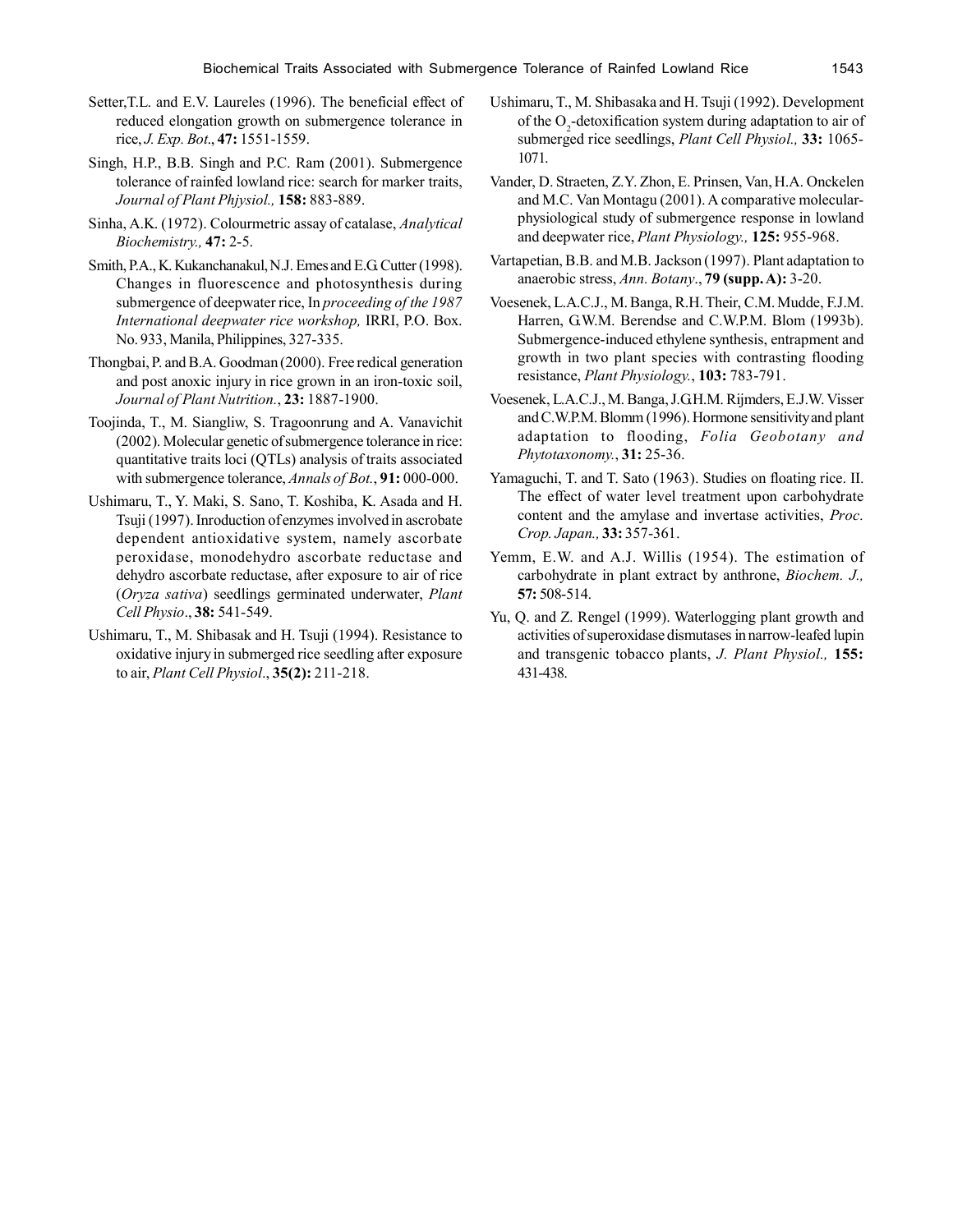Setter,T.L. and E.V. Laureles (1996). The beneficial effect of reduced elongation growth on submergence tolerance in rice, *J. Exp. Bot*., **47:** 1551-1559.

Singh, H.P., B.B. Singh and P.C. Ram (2001). Submergence tolerance of rainfed lowland rice: search for marker traits, *Journal of Plant Phjysiol.,* **158:** 883-889.

Sinha, A.K. (1972). Colourmetric assay of catalase, *Analytical Biochemistry.,* **47:** 2-5.

Smith, P.A., K. Kukanchanakul, N.J. Emes and E.G. Cutter (1998). Changes in fluorescence and photosynthesis during submergence of deepwater rice, In *proceeding of the 1987 International deepwater rice workshop,* IRRI, P.O. Box. No. 933, Manila, Philippines, 327-335.

Thongbai, P. and B.A. Goodman (2000). Free redical generation and post anoxic injury in rice grown in an iron-toxic soil, *Journal of Plant Nutrition.*, **23:** 1887-1900.

Toojinda, T., M. Siangliw, S. Tragoonrung and A. Vanavichit (2002). Molecular genetic of submergence tolerance in rice: quantitative traits loci (QTLs) analysis of traits associated with submergence tolerance, *Annals of Bot.*, **91:** 000-000.

Ushimaru, T., Y. Maki, S. Sano, T. Koshiba, K. Asada and H. Tsuji (1997). Inroduction of enzymes involved in ascrobate dependent antioxidative system, namely ascorbate peroxidase, monodehydro ascorbate reductase and dehydro ascorbate reductase, after exposure to air of rice (*Oryza sativa*) seedlings germinated underwater, *Plant Cell Physio*., **38:** 541-549.

Ushimaru, T., M. Shibasak and H. Tsuji (1994). Resistance to oxidative injury in submerged rice seedling after exposure to air, *Plant Cell Physiol*., **35(2):** 211-218.

Ushimaru, T., M. Shibasaka and H. Tsuji (1992). Development of the $O_2$-detoxification system during adaptation to air of submerged rice seedlings, *Plant Cell Physiol.,* **33:** 1065-1071.

Vander, D. Straeten, Z.Y. Zhon, E. Prinsen, Van, H.A. Onckelen and M.C. Van Montagu (2001). A comparative molecular-physiological study of submergence response in lowland and deepwater rice, *Plant Physiology.,* **125:** 955-968.

Vartapetian, B.B. and M.B. Jackson (1997). Plant adaptation to anaerobic stress, *Ann. Botany*., **79 (supp. A):** 3-20.

Voesenek, L.A.C.J., M. Banga, R.H. Their, C.M. Mudde, F.J.M. Harren, G.W.M. Berendse and C.W.P.M. Blom (1993b). Submergence-induced ethylene synthesis, entrapment and growth in two plant species with contrasting flooding resistance, *Plant Physiology.*, **103:** 783-791.

Voesenek, L.A.C.J., M. Banga, J.G.H.M. Rijmders, E.J.W. Visser and C.W.P.M. Blomm (1996). Hormone sensitivity and plant adaptation to flooding, *Folia Geobotany and Phytotaxonomy.*, **31:** 25-36.

Yamaguchi, T. and T. Sato (1963). Studies on floating rice. II. The effect of water level treatment upon carbohydrate content and the amylase and invertase activities, *Proc. Crop. Japan.,* **33:** 357-361.

Yemm, E.W. and A.J. Willis (1954). The estimation of carbohydrate in plant extract by anthrone, *Biochem. J.,* **57:** 508-514.

Yu, Q. and Z. Rengel (1999). Waterlogging plant growth and activities of superoxidase dismutases in narrow-leafed lupin and transgenic tobacco plants, *J. Plant Physiol.,* **155:** 431-438.